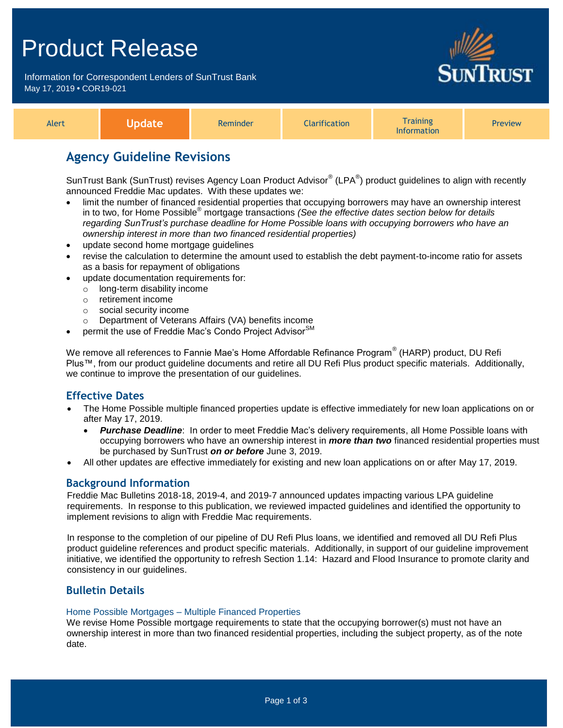# Product Release

Information for Correspondent Lenders of SunTrust Bank

May 17, 2019 • COR19-021

| Alert | **Update** | Reminder | Clarification | Training Information | Preview |
|---|---|---|---|---|---|

## Agency Guideline Revisions

SunTrust Bank (SunTrust) revises Agency Loan Product Advisor® (LPA®) product guidelines to align with recently announced Freddie Mac updates. With these updates we:

- limit the number of financed residential properties that occupying borrowers may have an ownership interest in to two, for Home Possible® mortgage transactions *(See the effective dates section below for details regarding SunTrust's purchase deadline for Home Possible loans with occupying borrowers who have an ownership interest in more than two financed residential properties)*
- update second home mortgage guidelines
- revise the calculation to determine the amount used to establish the debt payment-to-income ratio for assets as a basis for repayment of obligations
- update documentation requirements for:
  - long-term disability income
  - retirement income
  - social security income
  - Department of Veterans Affairs (VA) benefits income
- permit the use of Freddie Mac's Condo Project Advisor℠

We remove all references to Fannie Mae's Home Affordable Refinance Program® (HARP) product, DU Refi Plus™, from our product guideline documents and retire all DU Refi Plus product specific materials. Additionally, we continue to improve the presentation of our guidelines.

### Effective Dates

- The Home Possible multiple financed properties update is effective immediately for new loan applications on or after May 17, 2019.
  - ***Purchase Deadline***: In order to meet Freddie Mac's delivery requirements, all Home Possible loans with occupying borrowers who have an ownership interest in ***more than two*** financed residential properties must be purchased by SunTrust ***on or before*** June 3, 2019.
- All other updates are effective immediately for existing and new loan applications on or after May 17, 2019.

### Background Information

Freddie Mac Bulletins 2018-18, 2019-4, and 2019-7 announced updates impacting various LPA guideline requirements. In response to this publication, we reviewed impacted guidelines and identified the opportunity to implement revisions to align with Freddie Mac requirements.

In response to the completion of our pipeline of DU Refi Plus loans, we identified and removed all DU Refi Plus product guideline references and product specific materials. Additionally, in support of our guideline improvement initiative, we identified the opportunity to refresh Section 1.14: Hazard and Flood Insurance to promote clarity and consistency in our guidelines.

### Bulletin Details

#### Home Possible Mortgages – Multiple Financed Properties

We revise Home Possible mortgage requirements to state that the occupying borrower(s) must not have an ownership interest in more than two financed residential properties, including the subject property, as of the note date.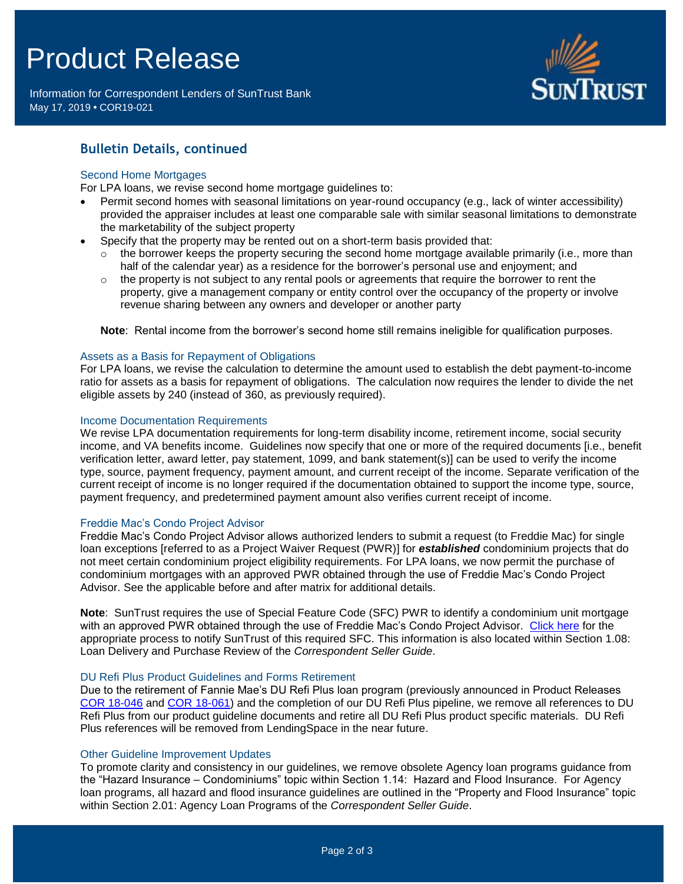## Bulletin Details, continued

### Second Home Mortgages

For LPA loans, we revise second home mortgage guidelines to:

- Permit second homes with seasonal limitations on year-round occupancy (e.g., lack of winter accessibility) provided the appraiser includes at least one comparable sale with similar seasonal limitations to demonstrate the marketability of the subject property
- Specify that the property may be rented out on a short-term basis provided that:
  - the borrower keeps the property securing the second home mortgage available primarily (i.e., more than half of the calendar year) as a residence for the borrower's personal use and enjoyment; and
  - the property is not subject to any rental pools or agreements that require the borrower to rent the property, give a management company or entity control over the occupancy of the property or involve revenue sharing between any owners and developer or another party

**Note**: Rental income from the borrower's second home still remains ineligible for qualification purposes.

### Assets as a Basis for Repayment of Obligations

For LPA loans, we revise the calculation to determine the amount used to establish the debt payment-to-income ratio for assets as a basis for repayment of obligations. The calculation now requires the lender to divide the net eligible assets by 240 (instead of 360, as previously required).

### Income Documentation Requirements

We revise LPA documentation requirements for long-term disability income, retirement income, social security income, and VA benefits income. Guidelines now specify that one or more of the required documents [i.e., benefit verification letter, award letter, pay statement, 1099, and bank statement(s)] can be used to verify the income type, source, payment frequency, payment amount, and current receipt of the income. Separate verification of the current receipt of income is no longer required if the documentation obtained to support the income type, source, payment frequency, and predetermined payment amount also verifies current receipt of income.

### Freddie Mac's Condo Project Advisor

Freddie Mac's Condo Project Advisor allows authorized lenders to submit a request (to Freddie Mac) for single loan exceptions [referred to as a Project Waiver Request (PWR)] for ***established*** condominium projects that do not meet certain condominium project eligibility requirements. For LPA loans, we now permit the purchase of condominium mortgages with an approved PWR obtained through the use of Freddie Mac's Condo Project Advisor. See the applicable before and after matrix for additional details.

**Note**: SunTrust requires the use of Special Feature Code (SFC) PWR to identify a condominium unit mortgage with an approved PWR obtained through the use of Freddie Mac's Condo Project Advisor. Click here for the appropriate process to notify SunTrust of this required SFC. This information is also located within Section 1.08: Loan Delivery and Purchase Review of the *Correspondent Seller Guide*.

### DU Refi Plus Product Guidelines and Forms Retirement

Due to the retirement of Fannie Mae's DU Refi Plus loan program (previously announced in Product Releases COR 18-046 and COR 18-061) and the completion of our DU Refi Plus pipeline, we remove all references to DU Refi Plus from our product guideline documents and retire all DU Refi Plus product specific materials. DU Refi Plus references will be removed from LendingSpace in the near future.

### Other Guideline Improvement Updates

To promote clarity and consistency in our guidelines, we remove obsolete Agency loan programs guidance from the "Hazard Insurance – Condominiums" topic within Section 1.14: Hazard and Flood Insurance. For Agency loan programs, all hazard and flood insurance guidelines are outlined in the "Property and Flood Insurance" topic within Section 2.01: Agency Loan Programs of the *Correspondent Seller Guide*.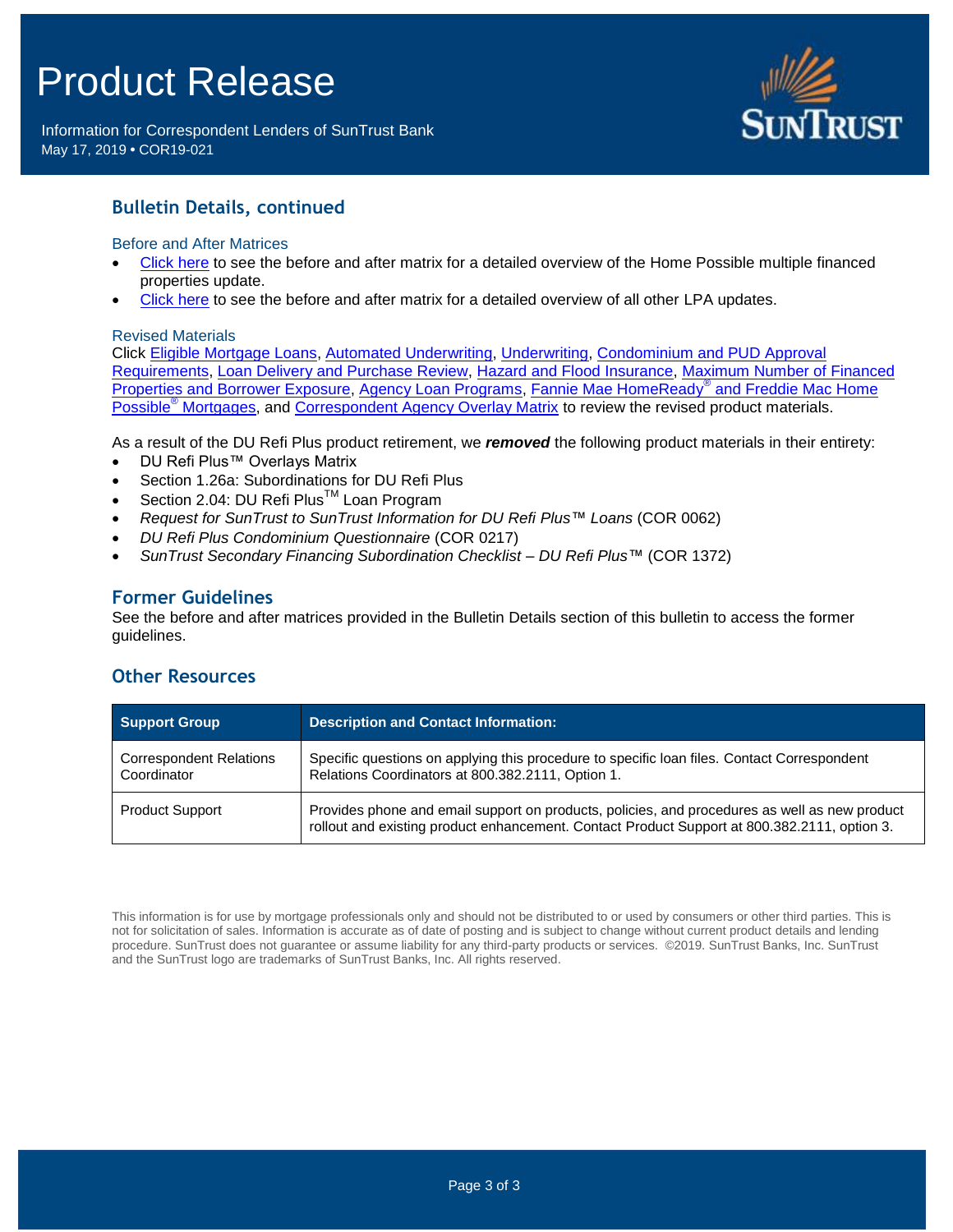## Bulletin Details, continued

### Before and After Matrices

- Click here to see the before and after matrix for a detailed overview of the Home Possible multiple financed properties update.
- Click here to see the before and after matrix for a detailed overview of all other LPA updates.

### Revised Materials

Click Eligible Mortgage Loans, Automated Underwriting, Underwriting, Condominium and PUD Approval Requirements, Loan Delivery and Purchase Review, Hazard and Flood Insurance, Maximum Number of Financed Properties and Borrower Exposure, Agency Loan Programs, Fannie Mae HomeReady® and Freddie Mac Home Possible® Mortgages, and Correspondent Agency Overlay Matrix to review the revised product materials.

As a result of the DU Refi Plus product retirement, we ***removed*** the following product materials in their entirety:

- DU Refi Plus™ Overlays Matrix
- Section 1.26a: Subordinations for DU Refi Plus
- Section 2.04: DU Refi Plus™ Loan Program
- *Request for SunTrust to SunTrust Information for DU Refi Plus™ Loans* (COR 0062)
- *DU Refi Plus Condominium Questionnaire* (COR 0217)
- *SunTrust Secondary Financing Subordination Checklist – DU Refi Plus™* (COR 1372)

## Former Guidelines

See the before and after matrices provided in the Bulletin Details section of this bulletin to access the former guidelines.

## Other Resources

| Support Group | Description and Contact Information: |
|---|---|
| Correspondent Relations Coordinator | Specific questions on applying this procedure to specific loan files. Contact Correspondent Relations Coordinators at 800.382.2111, Option 1. |
| Product Support | Provides phone and email support on products, policies, and procedures as well as new product rollout and existing product enhancement. Contact Product Support at 800.382.2111, option 3. |

This information is for use by mortgage professionals only and should not be distributed to or used by consumers or other third parties. This is not for solicitation of sales. Information is accurate as of date of posting and is subject to change without current product details and lending procedure. SunTrust does not guarantee or assume liability for any third-party products or services. ©2019. SunTrust Banks, Inc. SunTrust and the SunTrust logo are trademarks of SunTrust Banks, Inc. All rights reserved.